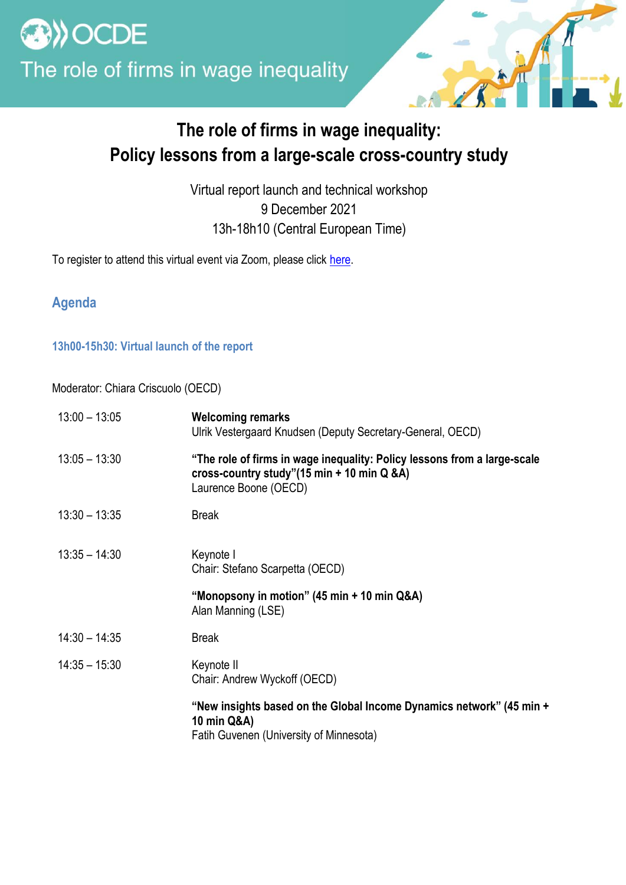OCDE

The role of firms in wage inequality

# The role of firms in wage inequality: Policy lessons from a large-scale cross-country study

Virtual report launch and technical workshop
9 December 2021
13h-18h10 (Central European Time)

To register to attend this virtual event via Zoom, please click here.

## Agenda

### 13h00-15h30: Virtual launch of the report

Moderator: Chiara Criscuolo (OECD)

| | |
|---|---|
| 13:00 – 13:05 | **Welcoming remarks**<br>Ulrik Vestergaard Knudsen (Deputy Secretary-General, OECD) |
| 13:05 – 13:30 | **“The role of firms in wage inequality: Policy lessons from a large-scale cross-country study”(15 min + 10 min Q &A)**<br>Laurence Boone (OECD) |
| 13:30 – 13:35 | Break |
| 13:35 – 14:30 | Keynote I<br>Chair: Stefano Scarpetta (OECD)<br><br>**“Monopsony in motion” (45 min + 10 min Q&A)**<br>Alan Manning (LSE) |
| 14:30 – 14:35 | Break |
| 14:35 – 15:30 | Keynote II<br>Chair: Andrew Wyckoff (OECD)<br><br>**“New insights based on the Global Income Dynamics network” (45 min + 10 min Q&A)**<br>Fatih Guvenen (University of Minnesota) |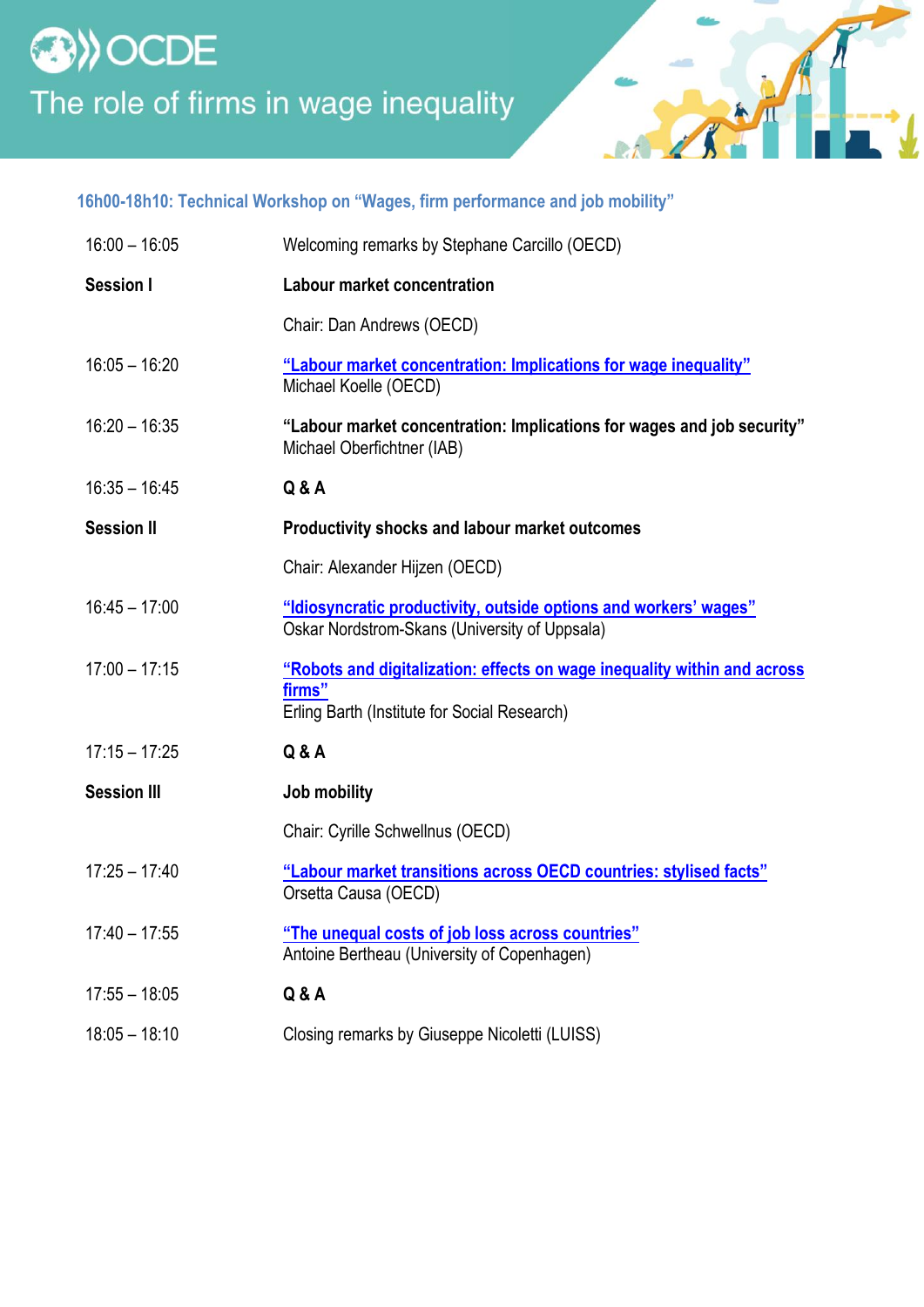OCDE

The role of firms in wage inequality

## 16h00-18h10: Technical Workshop on "Wages, firm performance and job mobility"

| | |
|---|---|
| 16:00 – 16:05 | Welcoming remarks by Stephane Carcillo (OECD) |
| **Session I** | **Labour market concentration** |
| | Chair: Dan Andrews (OECD) |
| 16:05 – 16:20 | **"Labour market concentration: Implications for wage inequality"**<br>Michael Koelle (OECD) |
| 16:20 – 16:35 | **"Labour market concentration: Implications for wages and job security"**<br>Michael Oberfichtner (IAB) |
| 16:35 – 16:45 | **Q & A** |
| **Session II** | **Productivity shocks and labour market outcomes** |
| | Chair: Alexander Hijzen (OECD) |
| 16:45 – 17:00 | **"Idiosyncratic productivity, outside options and workers' wages"**<br>Oskar Nordstrom-Skans (University of Uppsala) |
| 17:00 – 17:15 | **"Robots and digitalization: effects on wage inequality within and across firms"**<br>Erling Barth (Institute for Social Research) |
| 17:15 – 17:25 | **Q & A** |
| **Session III** | **Job mobility** |
| | Chair: Cyrille Schwellnus (OECD) |
| 17:25 – 17:40 | **"Labour market transitions across OECD countries: stylised facts"**<br>Orsetta Causa (OECD) |
| 17:40 – 17:55 | **"The unequal costs of job loss across countries"**<br>Antoine Bertheau (University of Copenhagen) |
| 17:55 – 18:05 | **Q & A** |
| 18:05 – 18:10 | Closing remarks by Giuseppe Nicoletti (LUISS) |